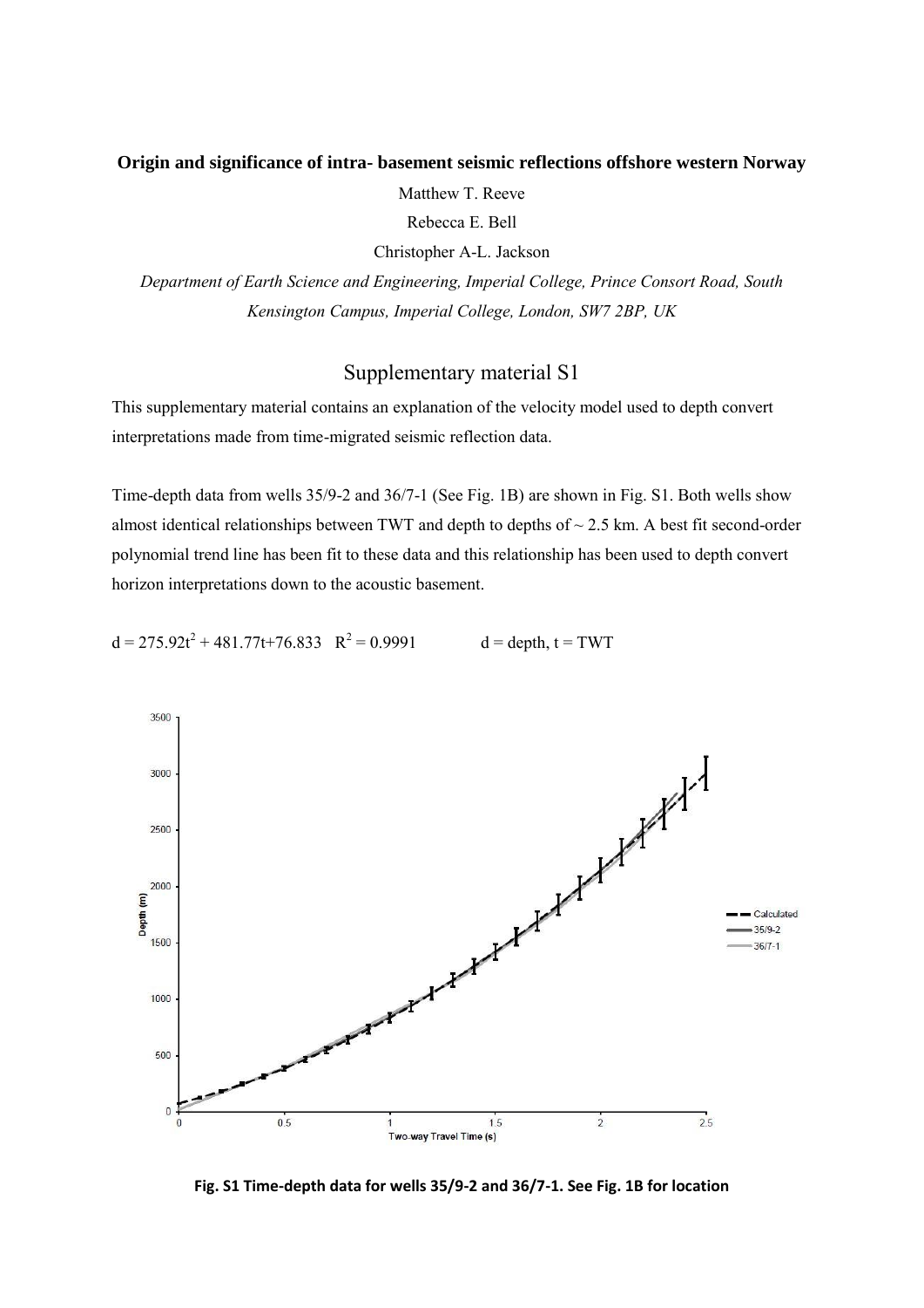**Origin and significance of intra- basement seismic reflections offshore western Norway**

Matthew T. Reeve

Rebecca E. Bell

Christopher A-L. Jackson

*Department of Earth Science and Engineering, Imperial College, Prince Consort Road, South Kensington Campus, Imperial College, London, SW7 2BP, UK*

# Supplementary material S1

This supplementary material contains an explanation of the velocity model used to depth convert interpretations made from time-migrated seismic reflection data.

Time-depth data from wells 35/9-2 and 36/7-1 (See Fig. 1B) are shown in Fig. S1. Both wells show almost identical relationships between TWT and depth to depths of ~ 2.5 km. A best fit second-order polynomial trend line has been fit to these data and this relationship has been used to depth convert horizon interpretations down to the acoustic basement.

$d = 275.92t^2 + 481.77t + 76.833 \quad R^2 = 0.9991$ $\qquad$ d = depth, t = TWT

**Fig. S1 Time-depth data for wells 35/9-2 and 36/7-1. See Fig. 1B for location**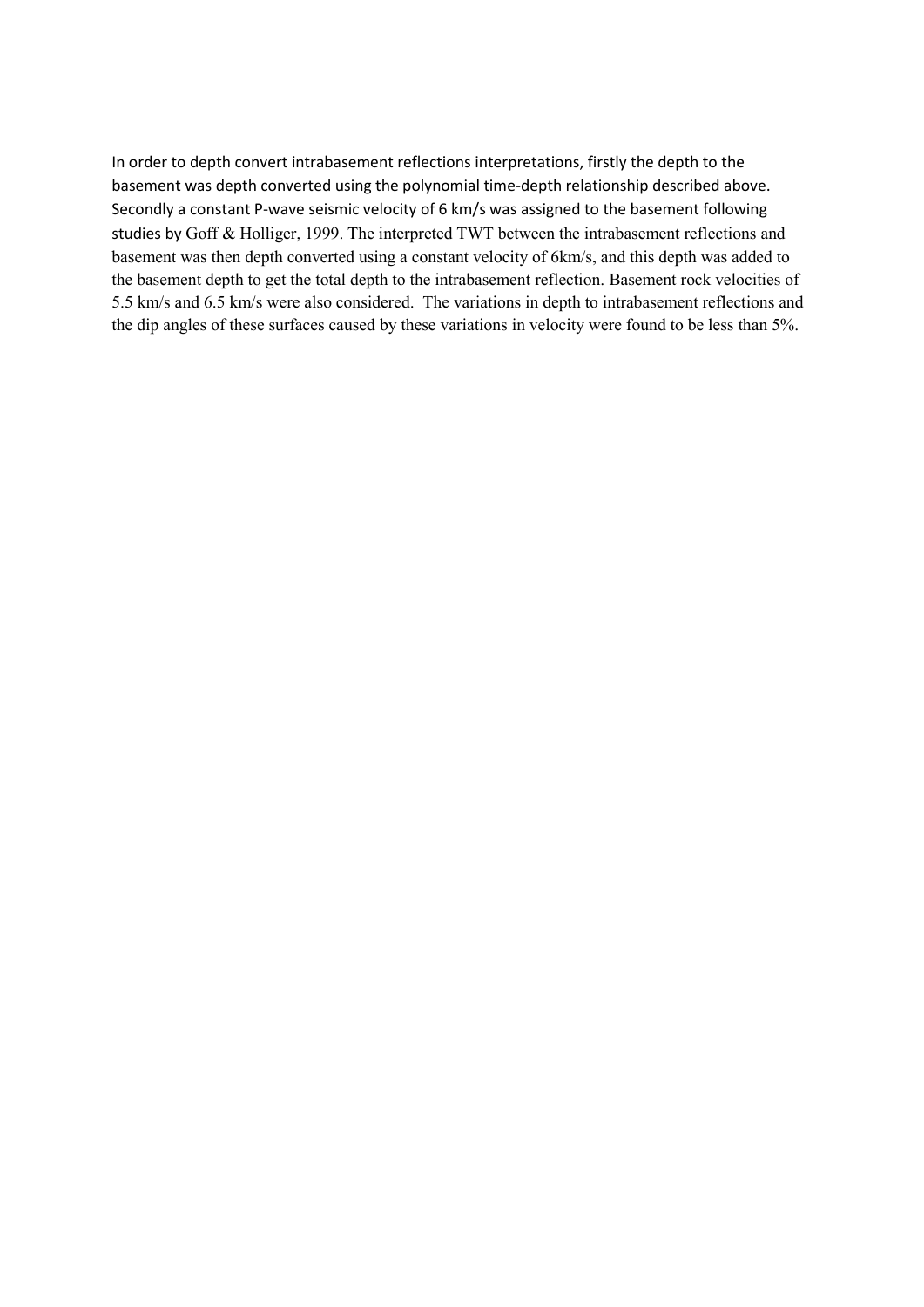In order to depth convert intrabasement reflections interpretations, firstly the depth to the basement was depth converted using the polynomial time-depth relationship described above. Secondly a constant P-wave seismic velocity of 6 km/s was assigned to the basement following studies by Goff & Holliger, 1999. The interpreted TWT between the intrabasement reflections and basement was then depth converted using a constant velocity of 6km/s, and this depth was added to the basement depth to get the total depth to the intrabasement reflection. Basement rock velocities of 5.5 km/s and 6.5 km/s were also considered. The variations in depth to intrabasement reflections and the dip angles of these surfaces caused by these variations in velocity were found to be less than 5%.